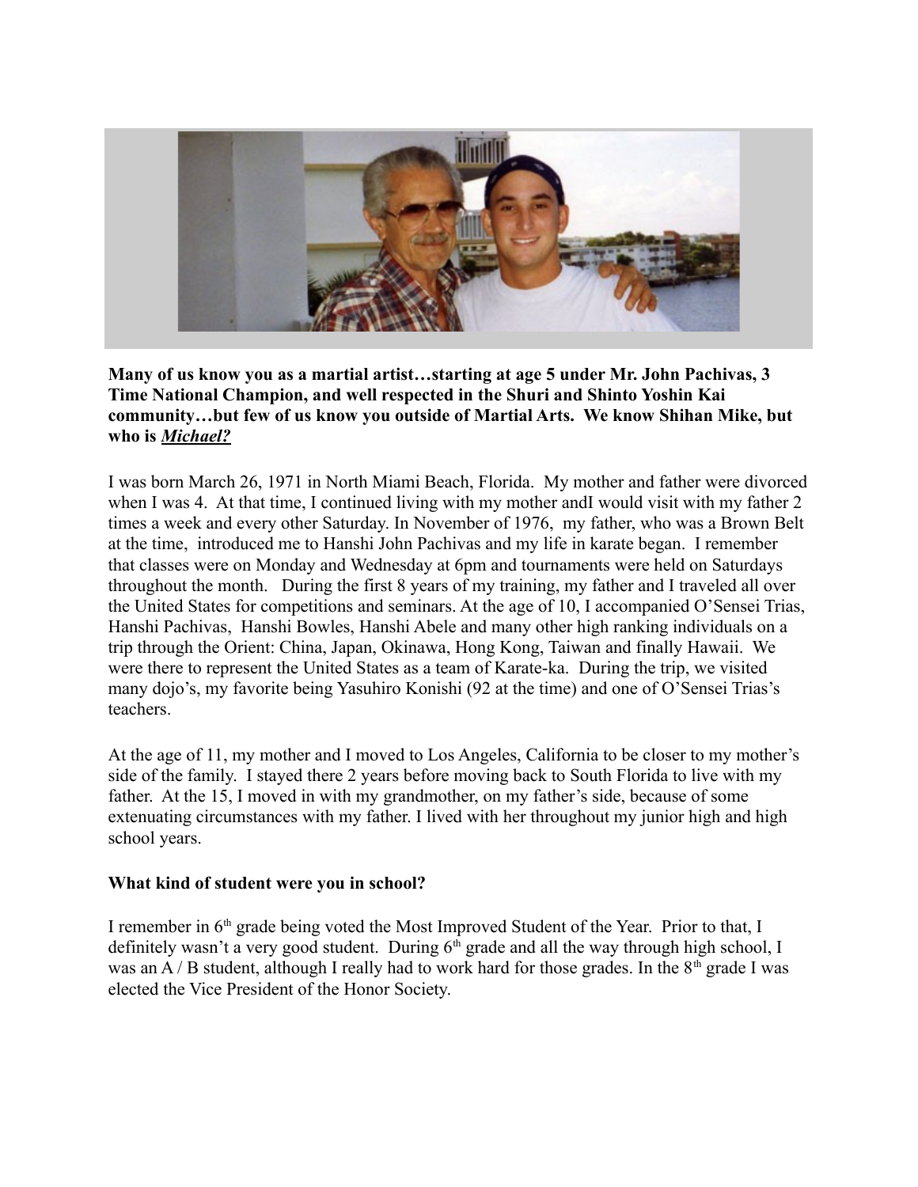**Many of us know you as a martial artist…starting at age 5 under Mr. John Pachivas, 3 Time National Champion, and well respected in the Shuri and Shinto Yoshin Kai community…but few of us know you outside of Martial Arts. We know Shihan Mike, but who is *__Michael?__***

I was born March 26, 1971 in North Miami Beach, Florida. My mother and father were divorced when I was 4. At that time, I continued living with my mother andI would visit with my father 2 times a week and every other Saturday. In November of 1976, my father, who was a Brown Belt at the time, introduced me to Hanshi John Pachivas and my life in karate began. I remember that classes were on Monday and Wednesday at 6pm and tournaments were held on Saturdays throughout the month. During the first 8 years of my training, my father and I traveled all over the United States for competitions and seminars. At the age of 10, I accompanied O'Sensei Trias, Hanshi Pachivas, Hanshi Bowles, Hanshi Abele and many other high ranking individuals on a trip through the Orient: China, Japan, Okinawa, Hong Kong, Taiwan and finally Hawaii. We were there to represent the United States as a team of Karate-ka. During the trip, we visited many dojo's, my favorite being Yasuhiro Konishi (92 at the time) and one of O'Sensei Trias's teachers.

At the age of 11, my mother and I moved to Los Angeles, California to be closer to my mother's side of the family. I stayed there 2 years before moving back to South Florida to live with my father. At the 15, I moved in with my grandmother, on my father's side, because of some extenuating circumstances with my father. I lived with her throughout my junior high and high school years.

**What kind of student were you in school?**

I remember in 6th grade being voted the Most Improved Student of the Year. Prior to that, I definitely wasn't a very good student. During 6th grade and all the way through high school, I was an A / B student, although I really had to work hard for those grades. In the 8th grade I was elected the Vice President of the Honor Society.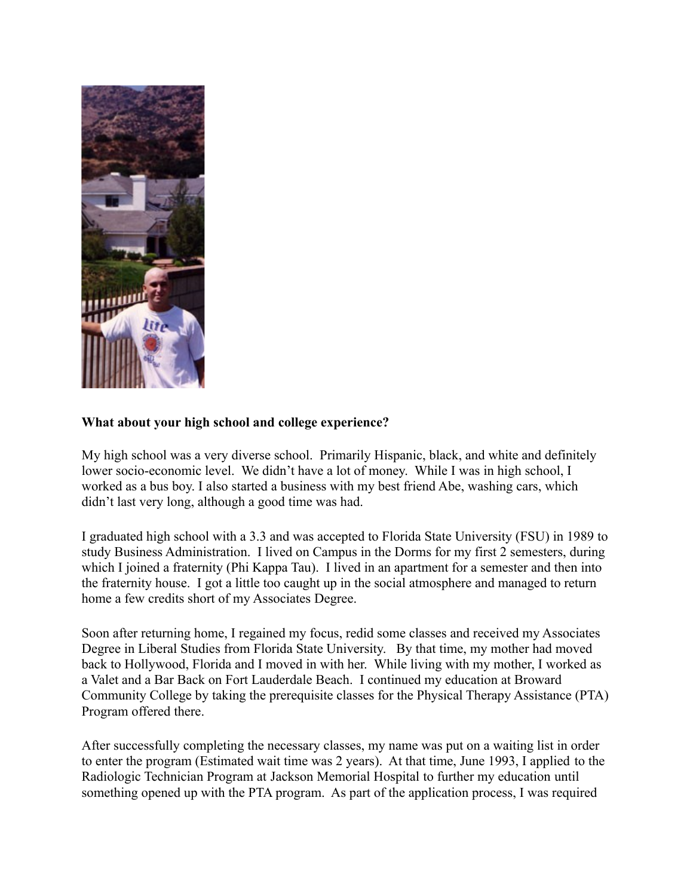**What about your high school and college experience?**

My high school was a very diverse school. Primarily Hispanic, black, and white and definitely lower socio-economic level. We didn't have a lot of money. While I was in high school, I worked as a bus boy. I also started a business with my best friend Abe, washing cars, which didn't last very long, although a good time was had.

I graduated high school with a 3.3 and was accepted to Florida State University (FSU) in 1989 to study Business Administration. I lived on Campus in the Dorms for my first 2 semesters, during which I joined a fraternity (Phi Kappa Tau). I lived in an apartment for a semester and then into the fraternity house. I got a little too caught up in the social atmosphere and managed to return home a few credits short of my Associates Degree.

Soon after returning home, I regained my focus, redid some classes and received my Associates Degree in Liberal Studies from Florida State University. By that time, my mother had moved back to Hollywood, Florida and I moved in with her. While living with my mother, I worked as a Valet and a Bar Back on Fort Lauderdale Beach. I continued my education at Broward Community College by taking the prerequisite classes for the Physical Therapy Assistance (PTA) Program offered there.

After successfully completing the necessary classes, my name was put on a waiting list in order to enter the program (Estimated wait time was 2 years). At that time, June 1993, I applied to the Radiologic Technician Program at Jackson Memorial Hospital to further my education until something opened up with the PTA program. As part of the application process, I was required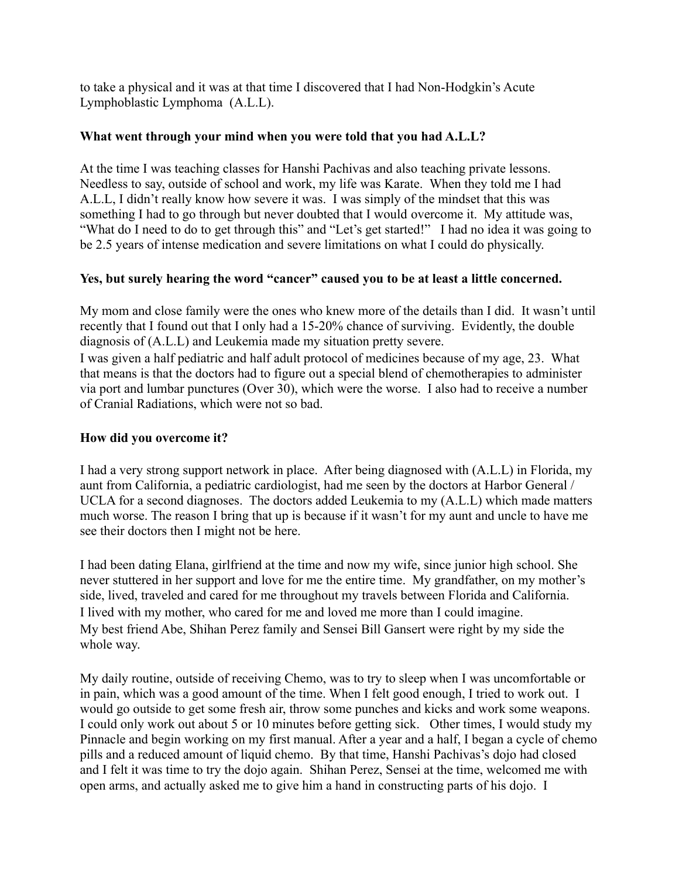to take a physical and it was at that time I discovered that I had Non-Hodgkin's Acute Lymphoblastic Lymphoma (A.L.L).

**What went through your mind when you were told that you had A.L.L?**

At the time I was teaching classes for Hanshi Pachivas and also teaching private lessons. Needless to say, outside of school and work, my life was Karate. When they told me I had A.L.L, I didn't really know how severe it was. I was simply of the mindset that this was something I had to go through but never doubted that I would overcome it. My attitude was, "What do I need to do to get through this" and "Let's get started!" I had no idea it was going to be 2.5 years of intense medication and severe limitations on what I could do physically.

**Yes, but surely hearing the word "cancer" caused you to be at least a little concerned.**

My mom and close family were the ones who knew more of the details than I did. It wasn't until recently that I found out that I only had a 15-20% chance of surviving. Evidently, the double diagnosis of (A.L.L) and Leukemia made my situation pretty severe.
I was given a half pediatric and half adult protocol of medicines because of my age, 23. What that means is that the doctors had to figure out a special blend of chemotherapies to administer via port and lumbar punctures (Over 30), which were the worse. I also had to receive a number of Cranial Radiations, which were not so bad.

**How did you overcome it?**

I had a very strong support network in place. After being diagnosed with (A.L.L) in Florida, my aunt from California, a pediatric cardiologist, had me seen by the doctors at Harbor General / UCLA for a second diagnoses. The doctors added Leukemia to my (A.L.L) which made matters much worse. The reason I bring that up is because if it wasn't for my aunt and uncle to have me see their doctors then I might not be here.

I had been dating Elana, girlfriend at the time and now my wife, since junior high school. She never stuttered in her support and love for me the entire time. My grandfather, on my mother's side, lived, traveled and cared for me throughout my travels between Florida and California.
I lived with my mother, who cared for me and loved me more than I could imagine.
My best friend Abe, Shihan Perez family and Sensei Bill Gansert were right by my side the whole way.

My daily routine, outside of receiving Chemo, was to try to sleep when I was uncomfortable or in pain, which was a good amount of the time. When I felt good enough, I tried to work out. I would go outside to get some fresh air, throw some punches and kicks and work some weapons. I could only work out about 5 or 10 minutes before getting sick. Other times, I would study my Pinnacle and begin working on my first manual. After a year and a half, I began a cycle of chemo pills and a reduced amount of liquid chemo. By that time, Hanshi Pachivas's dojo had closed and I felt it was time to try the dojo again. Shihan Perez, Sensei at the time, welcomed me with open arms, and actually asked me to give him a hand in constructing parts of his dojo. I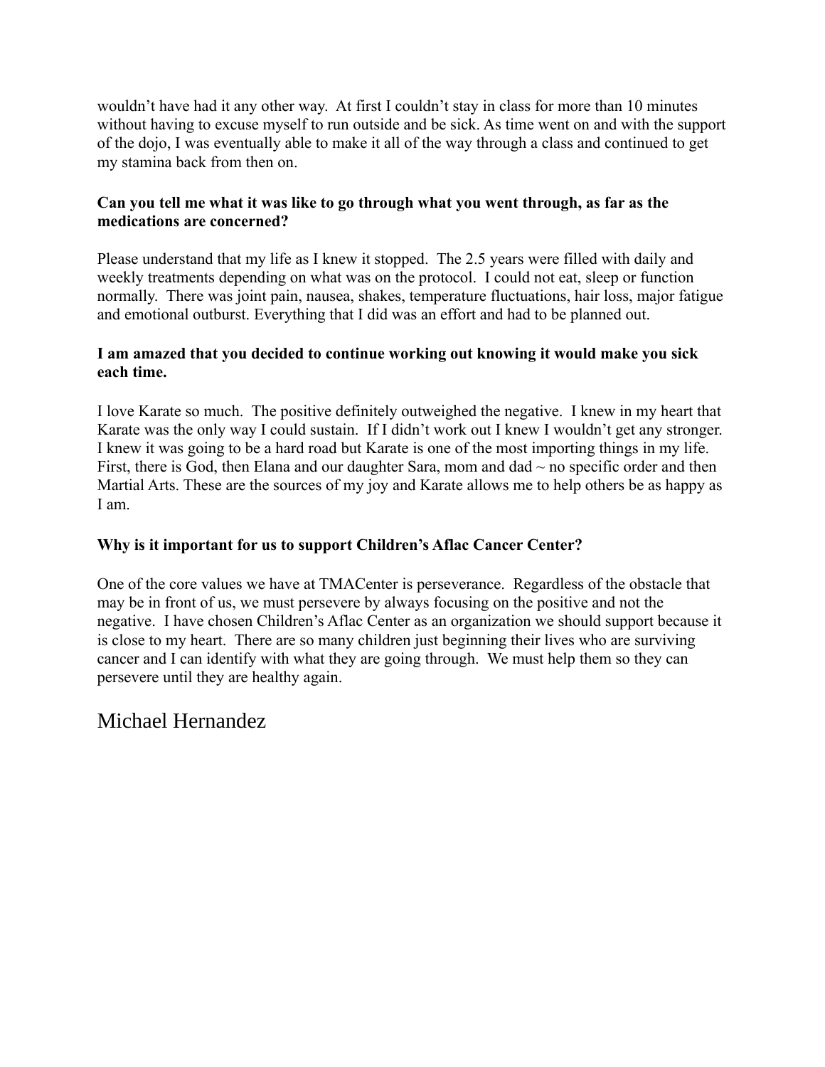wouldn't have had it any other way. At first I couldn't stay in class for more than 10 minutes without having to excuse myself to run outside and be sick. As time went on and with the support of the dojo, I was eventually able to make it all of the way through a class and continued to get my stamina back from then on.

**Can you tell me what it was like to go through what you went through, as far as the medications are concerned?**

Please understand that my life as I knew it stopped. The 2.5 years were filled with daily and weekly treatments depending on what was on the protocol. I could not eat, sleep or function normally. There was joint pain, nausea, shakes, temperature fluctuations, hair loss, major fatigue and emotional outburst. Everything that I did was an effort and had to be planned out.

**I am amazed that you decided to continue working out knowing it would make you sick each time.**

I love Karate so much. The positive definitely outweighed the negative. I knew in my heart that Karate was the only way I could sustain. If I didn't work out I knew I wouldn't get any stronger. I knew it was going to be a hard road but Karate is one of the most importing things in my life. First, there is God, then Elana and our daughter Sara, mom and dad ~ no specific order and then Martial Arts. These are the sources of my joy and Karate allows me to help others be as happy as I am.

**Why is it important for us to support Children's Aflac Cancer Center?**

One of the core values we have at TMACenter is perseverance. Regardless of the obstacle that may be in front of us, we must persevere by always focusing on the positive and not the negative. I have chosen Children's Aflac Center as an organization we should support because it is close to my heart. There are so many children just beginning their lives who are surviving cancer and I can identify with what they are going through. We must help them so they can persevere until they are healthy again.

Michael Hernandez